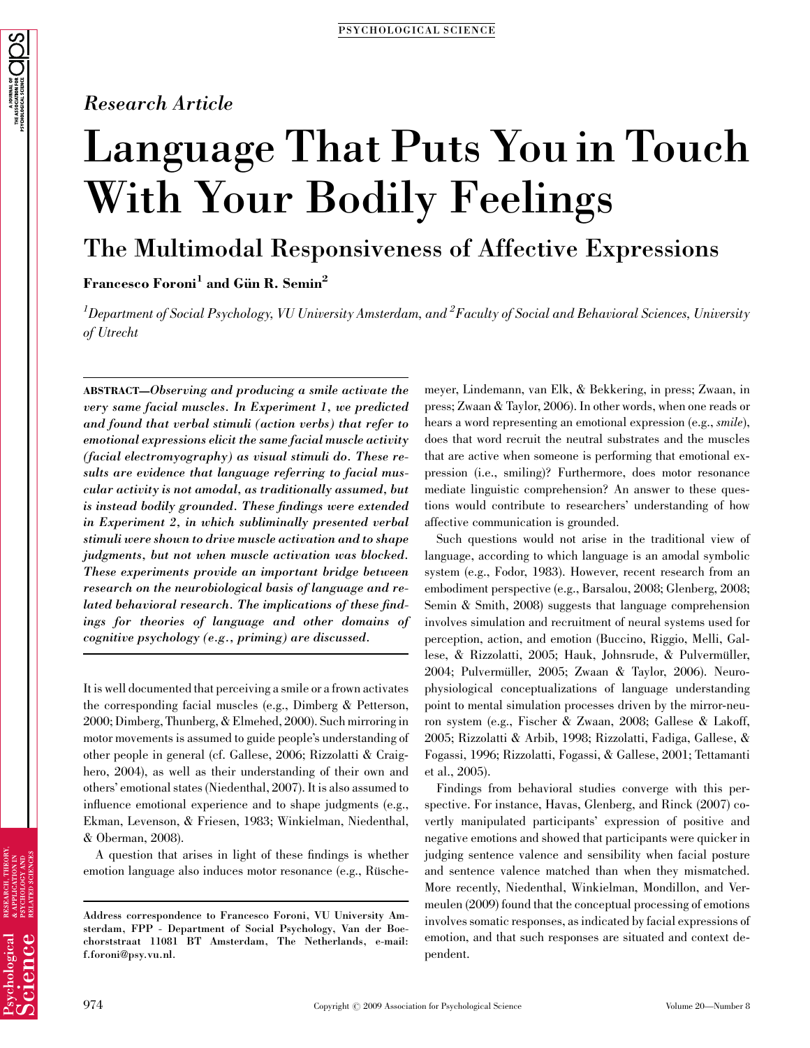*Research Article*

# Language That Puts You in Touch With Your Bodily Feelings

## The Multimodal Responsiveness of Affective Expressions

**Francesco Foroni[1] and Gün R. Semin[2]**

*[1]Department of Social Psychology, VU University Amsterdam, and [2]Faculty of Social and Behavioral Sciences, University of Utrecht*

**ABSTRACT—***Observing and producing a smile activate the very same facial muscles. In Experiment 1, we predicted and found that verbal stimuli (action verbs) that refer to emotional expressions elicit the same facial muscle activity (facial electromyography) as visual stimuli do. These results are evidence that language referring to facial muscular activity is not amodal, as traditionally assumed, but is instead bodily grounded. These findings were extended in Experiment 2, in which subliminally presented verbal stimuli were shown to drive muscle activation and to shape judgments, but not when muscle activation was blocked. These experiments provide an important bridge between research on the neurobiological basis of language and related behavioral research. The implications of these findings for theories of language and other domains of cognitive psychology (e.g., priming) are discussed.*

It is well documented that perceiving a smile or a frown activates the corresponding facial muscles (e.g., Dimberg & Petterson, 2000; Dimberg, Thunberg, & Elmehed, 2000). Such mirroring in motor movements is assumed to guide people's understanding of other people in general (cf. Gallese, 2006; Rizzolatti & Craighero, 2004), as well as their understanding of their own and others' emotional states (Niedenthal, 2007). It is also assumed to influence emotional experience and to shape judgments (e.g., Ekman, Levenson, & Friesen, 1983; Winkielman, Niedenthal, & Oberman, 2008).

A question that arises in light of these findings is whether emotion language also induces motor resonance (e.g., Rüschemeyer, Lindemann, van Elk, & Bekkering, in press; Zwaan, in press; Zwaan & Taylor, 2006). In other words, when one reads or hears a word representing an emotional expression (e.g., *smile*), does that word recruit the neutral substrates and the muscles that are active when someone is performing that emotional expression (i.e., smiling)? Furthermore, does motor resonance mediate linguistic comprehension? An answer to these questions would contribute to researchers' understanding of how affective communication is grounded.

Such questions would not arise in the traditional view of language, according to which language is an amodal symbolic system (e.g., Fodor, 1983). However, recent research from an embodiment perspective (e.g., Barsalou, 2008; Glenberg, 2008; Semin & Smith, 2008) suggests that language comprehension involves simulation and recruitment of neural systems used for perception, action, and emotion (Buccino, Riggio, Melli, Gallese, & Rizzolatti, 2005; Hauk, Johnsrude, & Pulvermüller, 2004; Pulvermüller, 2005; Zwaan & Taylor, 2006). Neurophysiological conceptualizations of language understanding point to mental simulation processes driven by the mirror-neuron system (e.g., Fischer & Zwaan, 2008; Gallese & Lakoff, 2005; Rizzolatti & Arbib, 1998; Rizzolatti, Fadiga, Gallese, & Fogassi, 1996; Rizzolatti, Fogassi, & Gallese, 2001; Tettamanti et al., 2005).

Findings from behavioral studies converge with this perspective. For instance, Havas, Glenberg, and Rinck (2007) covertly manipulated participants' expression of positive and negative emotions and showed that participants were quicker in judging sentence valence and sensibility when facial posture and sentence valence matched than when they mismatched. More recently, Niedenthal, Winkielman, Mondillon, and Vermeulen (2009) found that the conceptual processing of emotions involves somatic responses, as indicated by facial expressions of emotion, and that such responses are situated and context dependent.

Address correspondence to Francesco Foroni, VU University Amsterdam, FPP - Department of Social Psychology, Van der Boechorststraat 11081 BT Amsterdam, The Netherlands, e-mail: f.foroni@psy.vu.nl.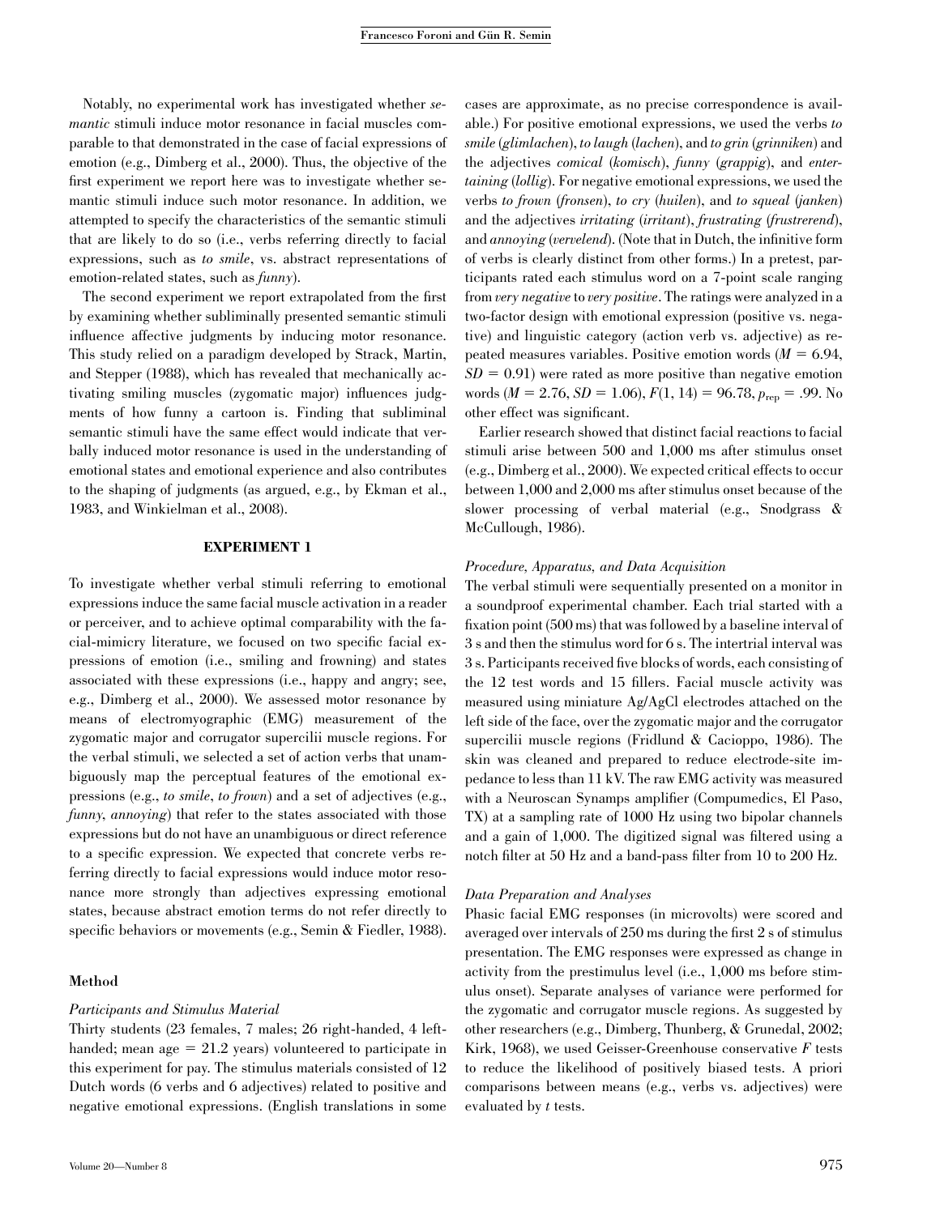Notably, no experimental work has investigated whether *semantic* stimuli induce motor resonance in facial muscles comparable to that demonstrated in the case of facial expressions of emotion (e.g., Dimberg et al., 2000). Thus, the objective of the first experiment we report here was to investigate whether semantic stimuli induce such motor resonance. In addition, we attempted to specify the characteristics of the semantic stimuli that are likely to do so (i.e., verbs referring directly to facial expressions, such as *to smile*, vs. abstract representations of emotion-related states, such as *funny*).

The second experiment we report extrapolated from the first by examining whether subliminally presented semantic stimuli influence affective judgments by inducing motor resonance. This study relied on a paradigm developed by Strack, Martin, and Stepper (1988), which has revealed that mechanically activating smiling muscles (zygomatic major) influences judgments of how funny a cartoon is. Finding that subliminal semantic stimuli have the same effect would indicate that verbally induced motor resonance is used in the understanding of emotional states and emotional experience and also contributes to the shaping of judgments (as argued, e.g., by Ekman et al., 1983, and Winkielman et al., 2008).

## EXPERIMENT 1

To investigate whether verbal stimuli referring to emotional expressions induce the same facial muscle activation in a reader or perceiver, and to achieve optimal comparability with the facial-mimicry literature, we focused on two specific facial expressions of emotion (i.e., smiling and frowning) and states associated with these expressions (i.e., happy and angry; see, e.g., Dimberg et al., 2000). We assessed motor resonance by means of electromyographic (EMG) measurement of the zygomatic major and corrugator supercilii muscle regions. For the verbal stimuli, we selected a set of action verbs that unambiguously map the perceptual features of the emotional expressions (e.g., *to smile*, *to frown*) and a set of adjectives (e.g., *funny*, *annoying*) that refer to the states associated with those expressions but do not have an unambiguous or direct reference to a specific expression. We expected that concrete verbs referring directly to facial expressions would induce motor resonance more strongly than adjectives expressing emotional states, because abstract emotion terms do not refer directly to specific behaviors or movements (e.g., Semin & Fiedler, 1988).

### Method

#### Participants and Stimulus Material

Thirty students (23 females, 7 males; 26 right-handed, 4 left-handed; mean age = 21.2 years) volunteered to participate in this experiment for pay. The stimulus materials consisted of 12 Dutch words (6 verbs and 6 adjectives) related to positive and negative emotional expressions. (English translations in some cases are approximate, as no precise correspondence is available.) For positive emotional expressions, we used the verbs *to smile* (*glimlachen*), *to laugh* (*lachen*), and *to grin* (*grinniken*) and the adjectives *comical* (*komisch*), *funny* (*grappig*), and *entertaining* (*lollig*). For negative emotional expressions, we used the verbs *to frown* (*fronsen*), *to cry* (*huilen*), and *to squeal* (*janken*) and the adjectives *irritating* (*irritant*), *frustrating* (*frustrerend*), and *annoying* (*vervelend*). (Note that in Dutch, the infinitive form of verbs is clearly distinct from other forms.) In a pretest, participants rated each stimulus word on a 7-point scale ranging from *very negative* to *very positive*. The ratings were analyzed in a two-factor design with emotional expression (positive vs. negative) and linguistic category (action verb vs. adjective) as repeated measures variables. Positive emotion words ($M = 6.94$, $SD = 0.91$) were rated as more positive than negative emotion words ($M = 2.76$, $SD = 1.06$), $F(1, 14) = 96.78$, $p_{rep} = .99$. No other effect was significant.

Earlier research showed that distinct facial reactions to facial stimuli arise between 500 and 1,000 ms after stimulus onset (e.g., Dimberg et al., 2000). We expected critical effects to occur between 1,000 and 2,000 ms after stimulus onset because of the slower processing of verbal material (e.g., Snodgrass & McCullough, 1986).

#### Procedure, Apparatus, and Data Acquisition

The verbal stimuli were sequentially presented on a monitor in a soundproof experimental chamber. Each trial started with a fixation point (500 ms) that was followed by a baseline interval of 3 s and then the stimulus word for 6 s. The intertrial interval was 3 s. Participants received five blocks of words, each consisting of the 12 test words and 15 fillers. Facial muscle activity was measured using miniature Ag/AgCl electrodes attached on the left side of the face, over the zygomatic major and the corrugator supercilii muscle regions (Fridlund & Cacioppo, 1986). The skin was cleaned and prepared to reduce electrode-site impedance to less than 11 kV. The raw EMG activity was measured with a Neuroscan Synamps amplifier (Compumedics, El Paso, TX) at a sampling rate of 1000 Hz using two bipolar channels and a gain of 1,000. The digitized signal was filtered using a notch filter at 50 Hz and a band-pass filter from 10 to 200 Hz.

#### Data Preparation and Analyses

Phasic facial EMG responses (in microvolts) were scored and averaged over intervals of 250 ms during the first 2 s of stimulus presentation. The EMG responses were expressed as change in activity from the prestimulus level (i.e., 1,000 ms before stimulus onset). Separate analyses of variance were performed for the zygomatic and corrugator muscle regions. As suggested by other researchers (e.g., Dimberg, Thunberg, & Grunedal, 2002; Kirk, 1968), we used Geisser-Greenhouse conservative $F$ tests to reduce the likelihood of positively biased tests. A priori comparisons between means (e.g., verbs vs. adjectives) were evaluated by $t$ tests.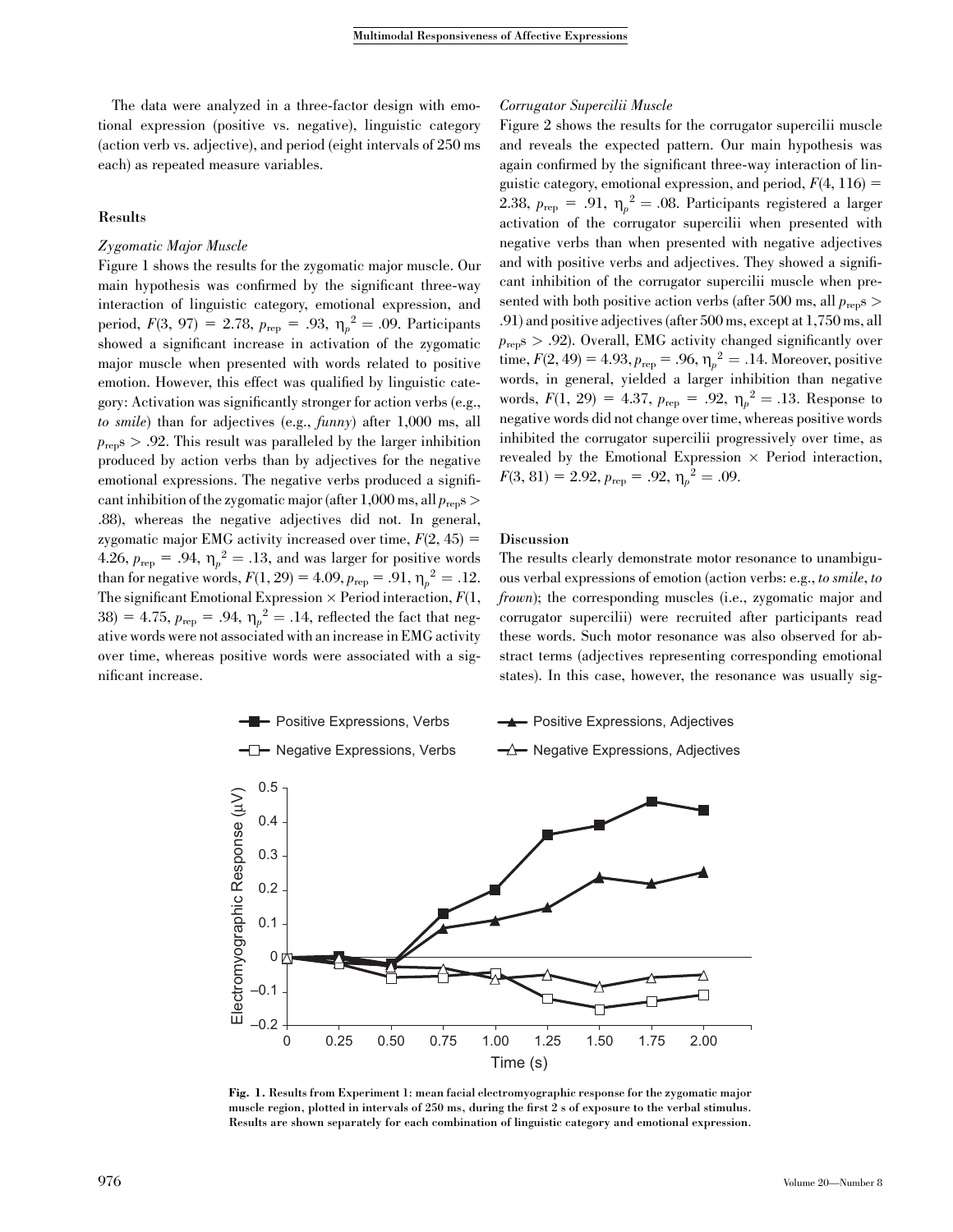The data were analyzed in a three-factor design with emotional expression (positive vs. negative), linguistic category (action verb vs. adjective), and period (eight intervals of 250 ms each) as repeated measure variables.

### Results

#### *Zygomatic Major Muscle*

Figure 1 shows the results for the zygomatic major muscle. Our main hypothesis was confirmed by the significant three-way interaction of linguistic category, emotional expression, and period, $F(3, 97) = 2.78$, $p_{\text{rep}} = .93$, $\eta_p^2 = .09$. Participants showed a significant increase in activation of the zygomatic major muscle when presented with words related to positive emotion. However, this effect was qualified by linguistic category: Activation was significantly stronger for action verbs (e.g., *to smile*) than for adjectives (e.g., *funny*) after 1,000 ms, all $p_{\text{rep}}$s > .92. This result was paralleled by the larger inhibition produced by action verbs than by adjectives for the negative emotional expressions. The negative verbs produced a significant inhibition of the zygomatic major (after 1,000 ms, all $p_{\text{rep}}$s > .88), whereas the negative adjectives did not. In general, zygomatic major EMG activity increased over time, $F(2, 45) = 4.26$, $p_{\text{rep}} = .94$, $\eta_p^2 = .13$, and was larger for positive words than for negative words, $F(1, 29) = 4.09$, $p_{\text{rep}} = .91$, $\eta_p^2 = .12$. The significant Emotional Expression × Period interaction, $F(1, 38) = 4.75$, $p_{\text{rep}} = .94$, $\eta_p^2 = .14$, reflected the fact that negative words were not associated with an increase in EMG activity over time, whereas positive words were associated with a significant increase.

#### *Corrugator Supercilii Muscle*

Figure 2 shows the results for the corrugator supercilii muscle and reveals the expected pattern. Our main hypothesis was again confirmed by the significant three-way interaction of linguistic category, emotional expression, and period, $F(4, 116) = 2.38$, $p_{\text{rep}} = .91$, $\eta_p^2 = .08$. Participants registered a larger activation of the corrugator supercilii when presented with negative verbs than when presented with negative adjectives and with positive verbs and adjectives. They showed a significant inhibition of the corrugator supercilii muscle when presented with both positive action verbs (after 500 ms, all $p_{\text{rep}}$s > .91) and positive adjectives (after 500 ms, except at 1,750 ms, all $p_{\text{rep}}$s > .92). Overall, EMG activity changed significantly over time, $F(2, 49) = 4.93$, $p_{\text{rep}} = .96$, $\eta_p^2 = .14$. Moreover, positive words, in general, yielded a larger inhibition than negative words, $F(1, 29) = 4.37$, $p_{\text{rep}} = .92$, $\eta_p^2 = .13$. Response to negative words did not change over time, whereas positive words inhibited the corrugator supercilii progressively over time, as revealed by the Emotional Expression × Period interaction, $F(3, 81) = 2.92$, $p_{\text{rep}} = .92$, $\eta_p^2 = .09$.

### Discussion

The results clearly demonstrate motor resonance to unambiguous verbal expressions of emotion (action verbs: e.g., *to smile*, *to frown*); the corresponding muscles (i.e., zygomatic major and corrugator supercilii) were recruited after participants read these words. Such motor resonance was also observed for abstract terms (adjectives representing corresponding emotional states). In this case, however, the resonance was usually sig-

**Fig. 1.** Results from Experiment 1: mean facial electromyographic response for the zygomatic major muscle region, plotted in intervals of 250 ms, during the first 2 s of exposure to the verbal stimulus. Results are shown separately for each combination of linguistic category and emotional expression.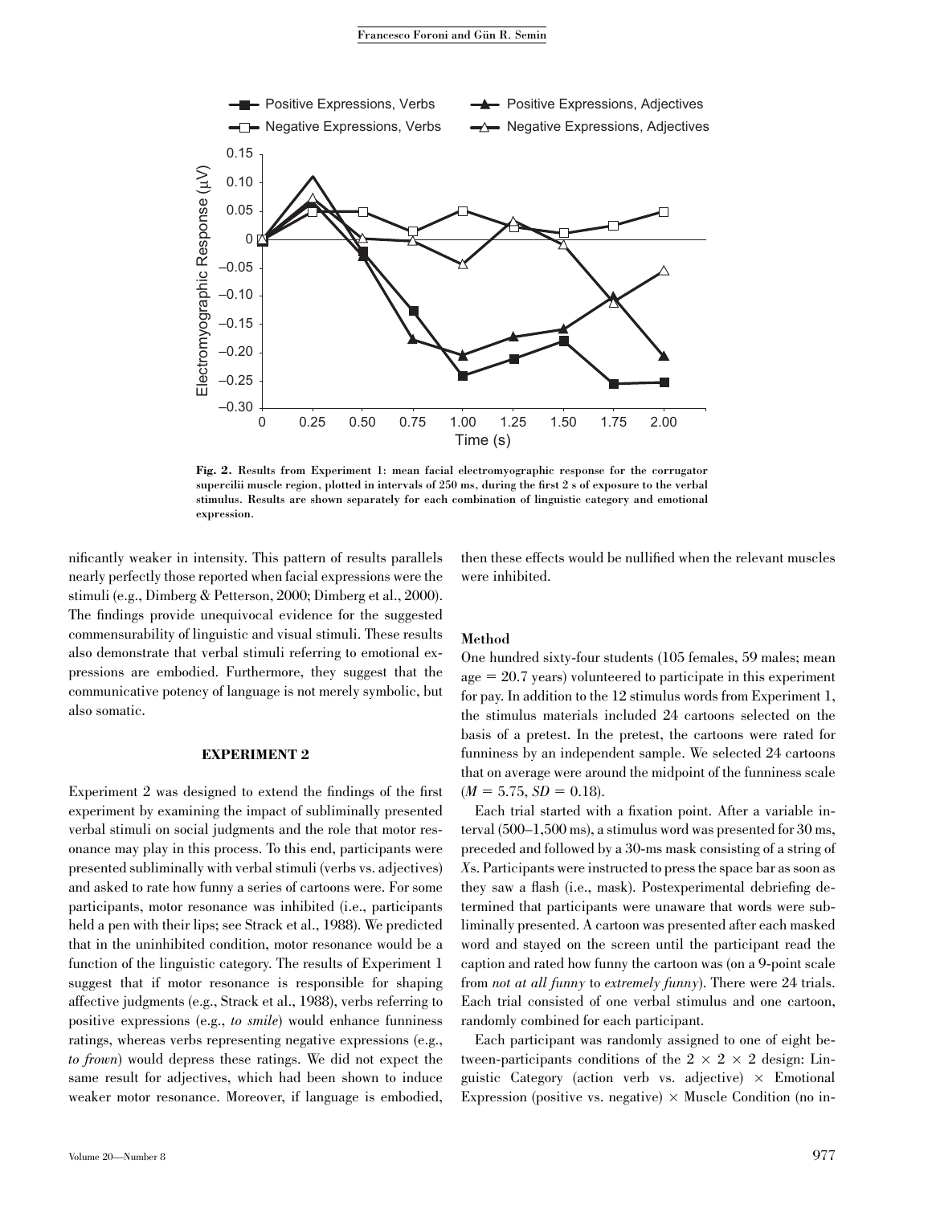Fig. 2. Results from Experiment 1: mean facial electromyographic response for the corrugator supercilii muscle region, plotted in intervals of 250 ms, during the first 2 s of exposure to the verbal stimulus. Results are shown separately for each combination of linguistic category and emotional expression.

nificantly weaker in intensity. This pattern of results parallels nearly perfectly those reported when facial expressions were the stimuli (e.g., Dimberg & Petterson, 2000; Dimberg et al., 2000). The findings provide unequivocal evidence for the suggested commensurability of linguistic and visual stimuli. These results also demonstrate that verbal stimuli referring to emotional expressions are embodied. Furthermore, they suggest that the communicative potency of language is not merely symbolic, but also somatic.

## EXPERIMENT 2

Experiment 2 was designed to extend the findings of the first experiment by examining the impact of subliminally presented verbal stimuli on social judgments and the role that motor resonance may play in this process. To this end, participants were presented subliminally with verbal stimuli (verbs vs. adjectives) and asked to rate how funny a series of cartoons were. For some participants, motor resonance was inhibited (i.e., participants held a pen with their lips; see Strack et al., 1988). We predicted that in the uninhibited condition, motor resonance would be a function of the linguistic category. The results of Experiment 1 suggest that if motor resonance is responsible for shaping affective judgments (e.g., Strack et al., 1988), verbs referring to positive expressions (e.g., *to smile*) would enhance funniness ratings, whereas verbs representing negative expressions (e.g., *to frown*) would depress these ratings. We did not expect the same result for adjectives, which had been shown to induce weaker motor resonance. Moreover, if language is embodied, then these effects would be nullified when the relevant muscles were inhibited.

### Method

One hundred sixty-four students (105 females, 59 males; mean age = 20.7 years) volunteered to participate in this experiment for pay. In addition to the 12 stimulus words from Experiment 1, the stimulus materials included 24 cartoons selected on the basis of a pretest. In the pretest, the cartoons were rated for funniness by an independent sample. We selected 24 cartoons that on average were around the midpoint of the funniness scale ($M = 5.75$, $SD = 0.18$).

Each trial started with a fixation point. After a variable interval (500–1,500 ms), a stimulus word was presented for 30 ms, preceded and followed by a 30-ms mask consisting of a string of *X*s. Participants were instructed to press the space bar as soon as they saw a flash (i.e., mask). Postexperimental debriefing determined that participants were unaware that words were subliminally presented. A cartoon was presented after each masked word and stayed on the screen until the participant read the caption and rated how funny the cartoon was (on a 9-point scale from *not at all funny* to *extremely funny*). There were 24 trials. Each trial consisted of one verbal stimulus and one cartoon, randomly combined for each participant.

Each participant was randomly assigned to one of eight between-participants conditions of the 2 × 2 × 2 design: Linguistic Category (action verb vs. adjective) × Emotional Expression (positive vs. negative) × Muscle Condition (no in-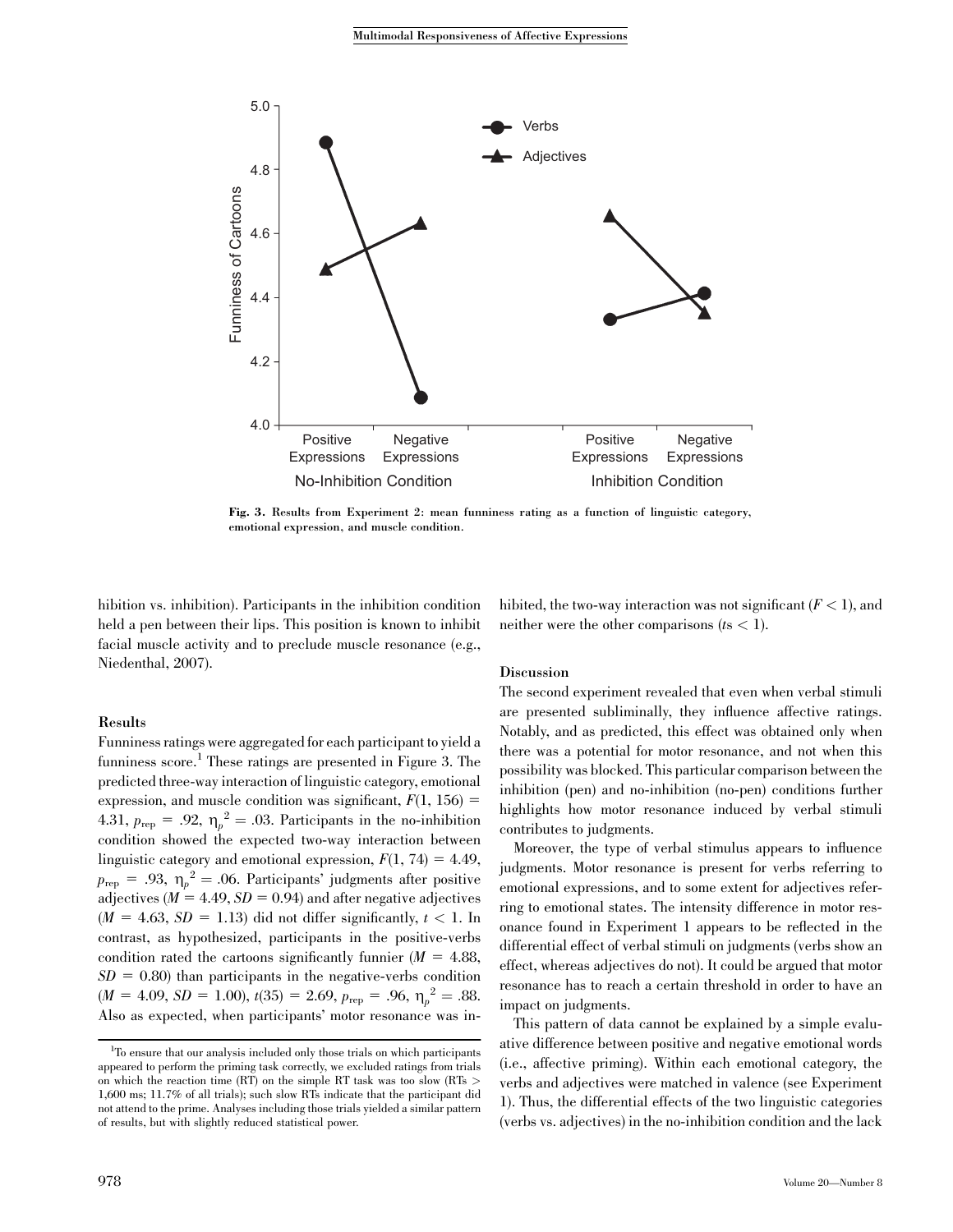Fig. 3. Results from Experiment 2: mean funniness rating as a function of linguistic category, emotional expression, and muscle condition.

hibition vs. inhibition). Participants in the inhibition condition held a pen between their lips. This position is known to inhibit facial muscle activity and to preclude muscle resonance (e.g., Niedenthal, 2007).

### Results

Funniness ratings were aggregated for each participant to yield a funniness score.[1] These ratings are presented in Figure 3. The predicted three-way interaction of linguistic category, emotional expression, and muscle condition was significant, $F(1, 156) = 4.31$, $p_{\text{rep}} = .92$, $\eta_p^2 = .03$. Participants in the no-inhibition condition showed the expected two-way interaction between linguistic category and emotional expression, $F(1, 74) = 4.49$, $p_{\text{rep}} = .93$, $\eta_p^2 = .06$. Participants' judgments after positive adjectives ($M = 4.49$, $SD = 0.94$) and after negative adjectives ($M = 4.63$, $SD = 1.13$) did not differ significantly, $t < 1$. In contrast, as hypothesized, participants in the positive-verbs condition rated the cartoons significantly funnier ($M = 4.88$, $SD = 0.80$) than participants in the negative-verbs condition ($M = 4.09$, $SD = 1.00$), $t(35) = 2.69$, $p_{\text{rep}} = .96$, $\eta_p^2 = .88$. Also as expected, when participants' motor resonance was inhibited, the two-way interaction was not significant ($F < 1$), and neither were the other comparisons ($t$s $< 1$).

### Discussion

The second experiment revealed that even when verbal stimuli are presented subliminally, they influence affective ratings. Notably, and as predicted, this effect was obtained only when there was a potential for motor resonance, and not when this possibility was blocked. This particular comparison between the inhibition (pen) and no-inhibition (no-pen) conditions further highlights how motor resonance induced by verbal stimuli contributes to judgments.

Moreover, the type of verbal stimulus appears to influence judgments. Motor resonance is present for verbs referring to emotional expressions, and to some extent for adjectives referring to emotional states. The intensity difference in motor resonance found in Experiment 1 appears to be reflected in the differential effect of verbal stimuli on judgments (verbs show an effect, whereas adjectives do not). It could be argued that motor resonance has to reach a certain threshold in order to have an impact on judgments.

This pattern of data cannot be explained by a simple evaluative difference between positive and negative emotional words (i.e., affective priming). Within each emotional category, the verbs and adjectives were matched in valence (see Experiment 1). Thus, the differential effects of the two linguistic categories (verbs vs. adjectives) in the no-inhibition condition and the lack

[1]To ensure that our analysis included only those trials on which participants appeared to perform the priming task correctly, we excluded ratings from trials on which the reaction time (RT) on the simple RT task was too slow (RTs > 1,600 ms; 11.7% of all trials); such slow RTs indicate that the participant did not attend to the prime. Analyses including those trials yielded a similar pattern of results, but with slightly reduced statistical power.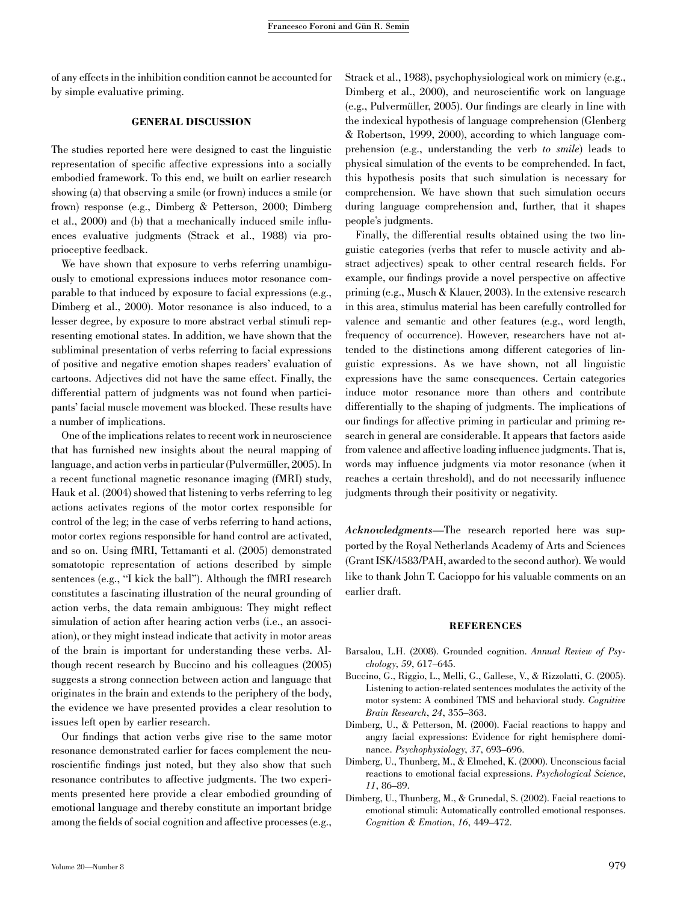of any effects in the inhibition condition cannot be accounted for by simple evaluative priming.

## GENERAL DISCUSSION

The studies reported here were designed to cast the linguistic representation of specific affective expressions into a socially embodied framework. To this end, we built on earlier research showing (a) that observing a smile (or frown) induces a smile (or frown) response (e.g., Dimberg & Petterson, 2000; Dimberg et al., 2000) and (b) that a mechanically induced smile influences evaluative judgments (Strack et al., 1988) via proprioceptive feedback.

We have shown that exposure to verbs referring unambiguously to emotional expressions induces motor resonance comparable to that induced by exposure to facial expressions (e.g., Dimberg et al., 2000). Motor resonance is also induced, to a lesser degree, by exposure to more abstract verbal stimuli representing emotional states. In addition, we have shown that the subliminal presentation of verbs referring to facial expressions of positive and negative emotion shapes readers' evaluation of cartoons. Adjectives did not have the same effect. Finally, the differential pattern of judgments was not found when participants' facial muscle movement was blocked. These results have a number of implications.

One of the implications relates to recent work in neuroscience that has furnished new insights about the neural mapping of language, and action verbs in particular (Pulvermüller, 2005). In a recent functional magnetic resonance imaging (fMRI) study, Hauk et al. (2004) showed that listening to verbs referring to leg actions activates regions of the motor cortex responsible for control of the leg; in the case of verbs referring to hand actions, motor cortex regions responsible for hand control are activated, and so on. Using fMRI, Tettamanti et al. (2005) demonstrated somatotopic representation of actions described by simple sentences (e.g., "I kick the ball"). Although the fMRI research constitutes a fascinating illustration of the neural grounding of action verbs, the data remain ambiguous: They might reflect simulation of action after hearing action verbs (i.e., an association), or they might instead indicate that activity in motor areas of the brain is important for understanding these verbs. Although recent research by Buccino and his colleagues (2005) suggests a strong connection between action and language that originates in the brain and extends to the periphery of the body, the evidence we have presented provides a clear resolution to issues left open by earlier research.

Our findings that action verbs give rise to the same motor resonance demonstrated earlier for faces complement the neuroscientific findings just noted, but they also show that such resonance contributes to affective judgments. The two experiments presented here provide a clear embodied grounding of emotional language and thereby constitute an important bridge among the fields of social cognition and affective processes (e.g., Strack et al., 1988), psychophysiological work on mimicry (e.g., Dimberg et al., 2000), and neuroscientific work on language (e.g., Pulvermüller, 2005). Our findings are clearly in line with the indexical hypothesis of language comprehension (Glenberg & Robertson, 1999, 2000), according to which language comprehension (e.g., understanding the verb *to smile*) leads to physical simulation of the events to be comprehended. In fact, this hypothesis posits that such simulation is necessary for comprehension. We have shown that such simulation occurs during language comprehension and, further, that it shapes people's judgments.

Finally, the differential results obtained using the two linguistic categories (verbs that refer to muscle activity and abstract adjectives) speak to other central research fields. For example, our findings provide a novel perspective on affective priming (e.g., Musch & Klauer, 2003). In the extensive research in this area, stimulus material has been carefully controlled for valence and semantic and other features (e.g., word length, frequency of occurrence). However, researchers have not attended to the distinctions among different categories of linguistic expressions. As we have shown, not all linguistic expressions have the same consequences. Certain categories induce motor resonance more than others and contribute differentially to the shaping of judgments. The implications of our findings for affective priming in particular and priming research in general are considerable. It appears that factors aside from valence and affective loading influence judgments. That is, words may influence judgments via motor resonance (when it reaches a certain threshold), and do not necessarily influence judgments through their positivity or negativity.

***Acknowledgments***—The research reported here was supported by the Royal Netherlands Academy of Arts and Sciences (Grant ISK/4583/PAH, awarded to the second author). We would like to thank John T. Cacioppo for his valuable comments on an earlier draft.

## REFERENCES

Barsalou, L.H. (2008). Grounded cognition. *Annual Review of Psychology*, *59*, 617–645.

Buccino, G., Riggio, L., Melli, G., Gallese, V., & Rizzolatti, G. (2005). Listening to action-related sentences modulates the activity of the motor system: A combined TMS and behavioral study. *Cognitive Brain Research*, *24*, 355–363.

Dimberg, U., & Petterson, M. (2000). Facial reactions to happy and angry facial expressions: Evidence for right hemisphere dominance. *Psychophysiology*, *37*, 693–696.

Dimberg, U., Thunberg, M., & Elmehed, K. (2000). Unconscious facial reactions to emotional facial expressions. *Psychological Science*, *11*, 86–89.

Dimberg, U., Thunberg, M., & Grunedal, S. (2002). Facial reactions to emotional stimuli: Automatically controlled emotional responses. *Cognition & Emotion*, *16*, 449–472.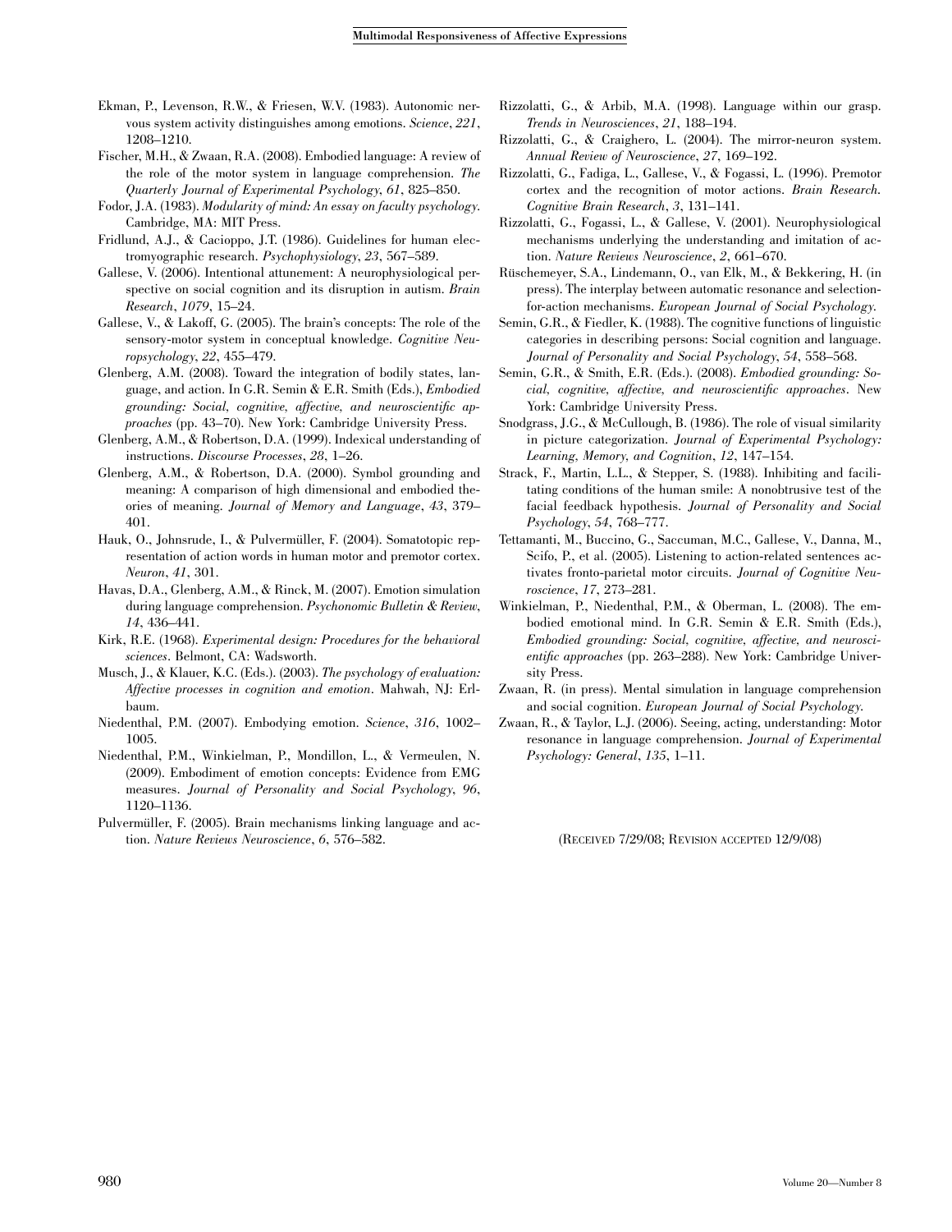Ekman, P., Levenson, R.W., & Friesen, W.V. (1983). Autonomic nervous system activity distinguishes among emotions. *Science*, *221*, 1208–1210.

Fischer, M.H., & Zwaan, R.A. (2008). Embodied language: A review of the role of the motor system in language comprehension. *The Quarterly Journal of Experimental Psychology*, *61*, 825–850.

Fodor, J.A. (1983). *Modularity of mind: An essay on faculty psychology*. Cambridge, MA: MIT Press.

Fridlund, A.J., & Cacioppo, J.T. (1986). Guidelines for human electromyographic research. *Psychophysiology*, *23*, 567–589.

Gallese, V. (2006). Intentional attunement: A neurophysiological perspective on social cognition and its disruption in autism. *Brain Research*, *1079*, 15–24.

Gallese, V., & Lakoff, G. (2005). The brain's concepts: The role of the sensory-motor system in conceptual knowledge. *Cognitive Neuropsychology*, *22*, 455–479.

Glenberg, A.M. (2008). Toward the integration of bodily states, language, and action. In G.R. Semin & E.R. Smith (Eds.), *Embodied grounding: Social, cognitive, affective, and neuroscientific approaches* (pp. 43–70). New York: Cambridge University Press.

Glenberg, A.M., & Robertson, D.A. (1999). Indexical understanding of instructions. *Discourse Processes*, *28*, 1–26.

Glenberg, A.M., & Robertson, D.A. (2000). Symbol grounding and meaning: A comparison of high dimensional and embodied theories of meaning. *Journal of Memory and Language*, *43*, 379–401.

Hauk, O., Johnsrude, I., & Pulvermüller, F. (2004). Somatotopic representation of action words in human motor and premotor cortex. *Neuron*, *41*, 301.

Havas, D.A., Glenberg, A.M., & Rinck, M. (2007). Emotion simulation during language comprehension. *Psychonomic Bulletin & Review*, *14*, 436–441.

Kirk, R.E. (1968). *Experimental design: Procedures for the behavioral sciences*. Belmont, CA: Wadsworth.

Musch, J., & Klauer, K.C. (Eds.). (2003). *The psychology of evaluation: Affective processes in cognition and emotion*. Mahwah, NJ: Erlbaum.

Niedenthal, P.M. (2007). Embodying emotion. *Science*, *316*, 1002–1005.

Niedenthal, P.M., Winkielman, P., Mondillon, L., & Vermeulen, N. (2009). Embodiment of emotion concepts: Evidence from EMG measures. *Journal of Personality and Social Psychology*, *96*, 1120–1136.

Pulvermüller, F. (2005). Brain mechanisms linking language and action. *Nature Reviews Neuroscience*, *6*, 576–582.

Rizzolatti, G., & Arbib, M.A. (1998). Language within our grasp. *Trends in Neurosciences*, *21*, 188–194.

Rizzolatti, G., & Craighero, L. (2004). The mirror-neuron system. *Annual Review of Neuroscience*, *27*, 169–192.

Rizzolatti, G., Fadiga, L., Gallese, V., & Fogassi, L. (1996). Premotor cortex and the recognition of motor actions. *Brain Research. Cognitive Brain Research*, *3*, 131–141.

Rizzolatti, G., Fogassi, L., & Gallese, V. (2001). Neurophysiological mechanisms underlying the understanding and imitation of action. *Nature Reviews Neuroscience*, *2*, 661–670.

Rüschemeyer, S.A., Lindemann, O., van Elk, M., & Bekkering, H. (in press). The interplay between automatic resonance and selection-for-action mechanisms. *European Journal of Social Psychology.*

Semin, G.R., & Fiedler, K. (1988). The cognitive functions of linguistic categories in describing persons: Social cognition and language. *Journal of Personality and Social Psychology*, *54*, 558–568.

Semin, G.R., & Smith, E.R. (Eds.). (2008). *Embodied grounding: Social, cognitive, affective, and neuroscientific approaches*. New York: Cambridge University Press.

Snodgrass, J.G., & McCullough, B. (1986). The role of visual similarity in picture categorization. *Journal of Experimental Psychology: Learning, Memory, and Cognition*, *12*, 147–154.

Strack, F., Martin, L.L., & Stepper, S. (1988). Inhibiting and facilitating conditions of the human smile: A nonobtrusive test of the facial feedback hypothesis. *Journal of Personality and Social Psychology*, *54*, 768–777.

Tettamanti, M., Buccino, G., Saccuman, M.C., Gallese, V., Danna, M., Scifo, P., et al. (2005). Listening to action-related sentences activates fronto-parietal motor circuits. *Journal of Cognitive Neuroscience*, *17*, 273–281.

Winkielman, P., Niedenthal, P.M., & Oberman, L. (2008). The embodied emotional mind. In G.R. Semin & E.R. Smith (Eds.), *Embodied grounding: Social, cognitive, affective, and neuroscientific approaches* (pp. 263–288). New York: Cambridge University Press.

Zwaan, R. (in press). Mental simulation in language comprehension and social cognition. *European Journal of Social Psychology.*

Zwaan, R., & Taylor, L.J. (2006). Seeing, acting, understanding: Motor resonance in language comprehension. *Journal of Experimental Psychology: General*, *135*, 1–11.

(Received 7/29/08; Revision accepted 12/9/08)